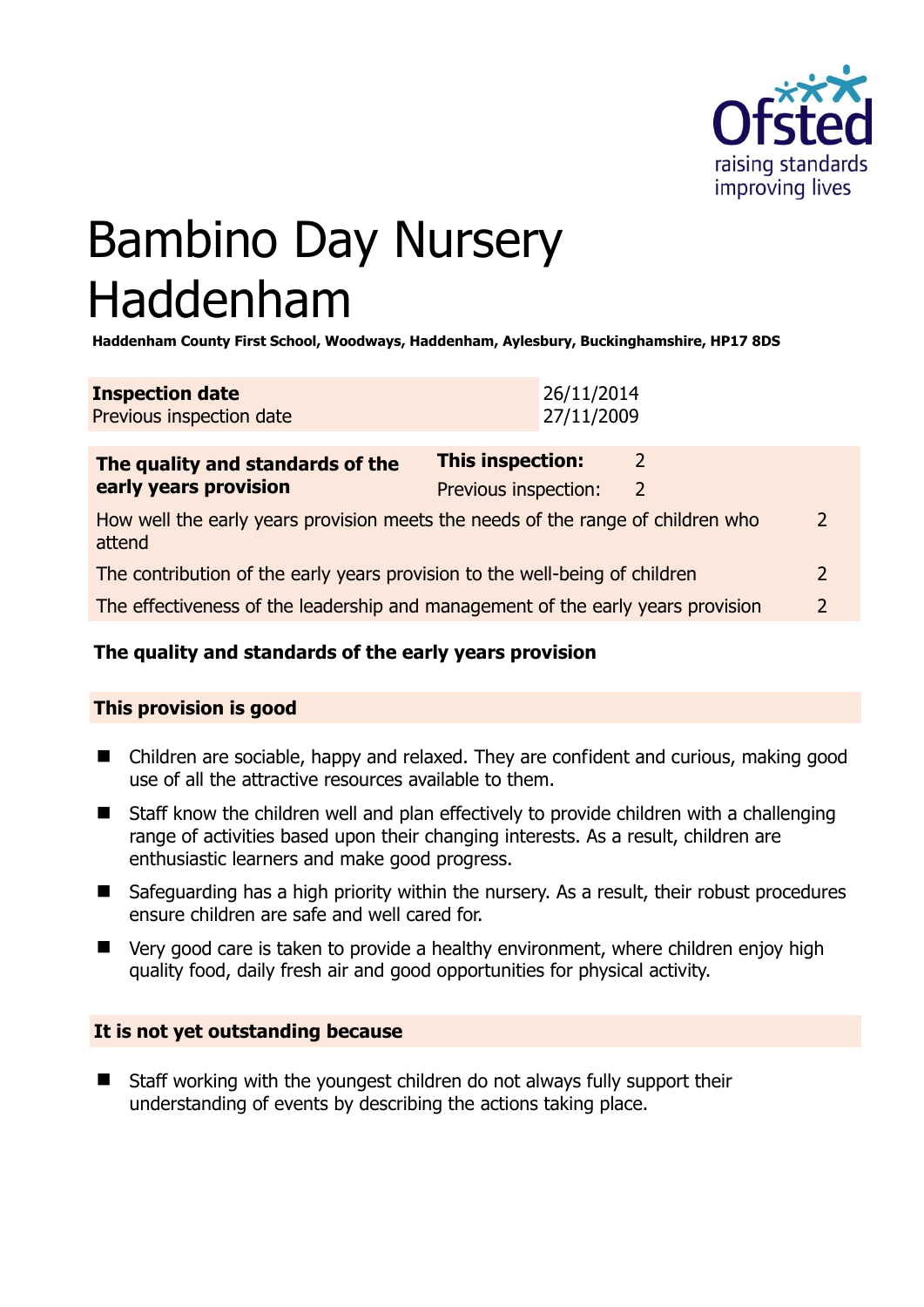# Bambino Day Nursery Haddenham

**Haddenham County First School, Woodways, Haddenham, Aylesbury, Buckinghamshire, HP17 8DS**

| **Inspection date** | 26/11/2014 |
|---|---|
| Previous inspection date | 27/11/2009 |

| **The quality and standards of the early years provision** | **This inspection:** | 2 |
|---|---|---|
| | Previous inspection: | 2 |
| How well the early years provision meets the needs of the range of children who attend | | 2 |
| The contribution of the early years provision to the well-being of children | | 2 |
| The effectiveness of the leadership and management of the early years provision | | 2 |

### The quality and standards of the early years provision

#### This provision is good

- Children are sociable, happy and relaxed. They are confident and curious, making good use of all the attractive resources available to them.
- Staff know the children well and plan effectively to provide children with a challenging range of activities based upon their changing interests. As a result, children are enthusiastic learners and make good progress.
- Safeguarding has a high priority within the nursery. As a result, their robust procedures ensure children are safe and well cared for.
- Very good care is taken to provide a healthy environment, where children enjoy high quality food, daily fresh air and good opportunities for physical activity.

#### It is not yet outstanding because

- Staff working with the youngest children do not always fully support their understanding of events by describing the actions taking place.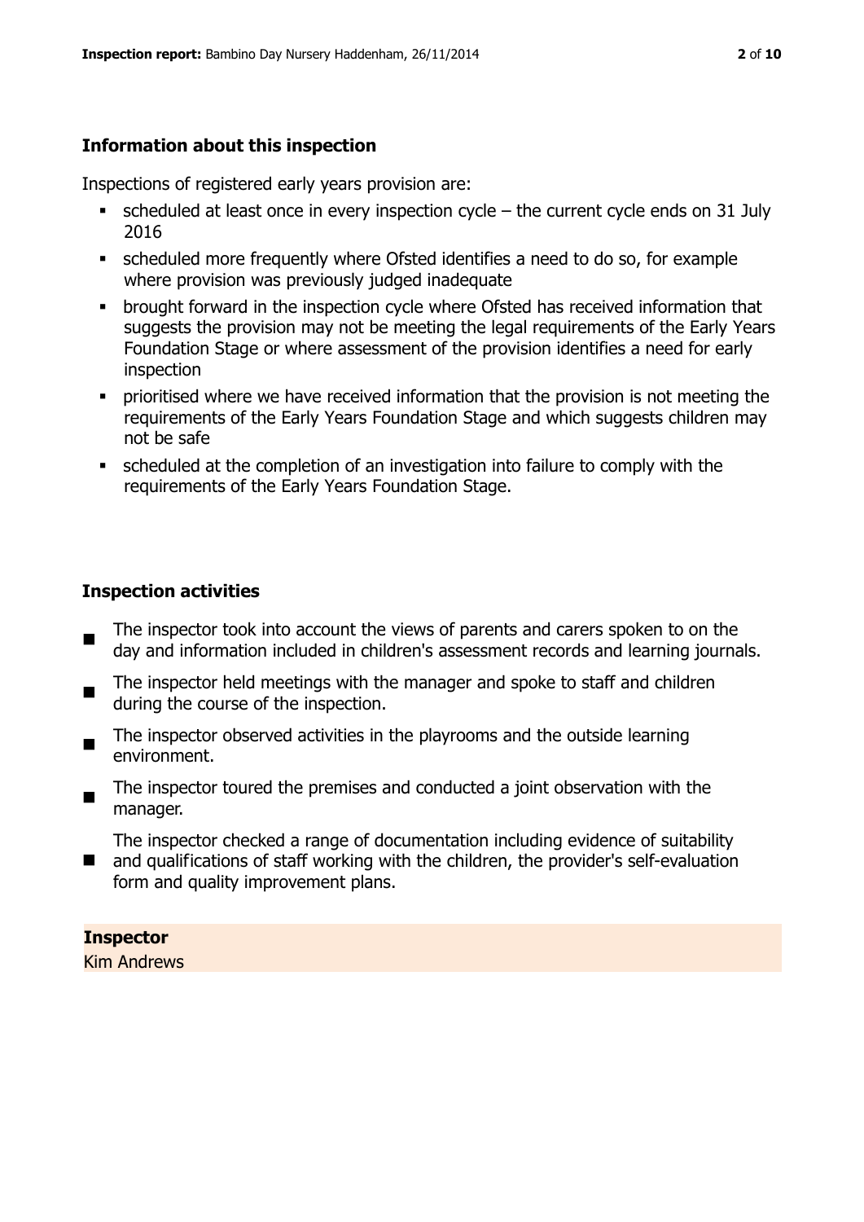## Information about this inspection

Inspections of registered early years provision are:

- scheduled at least once in every inspection cycle – the current cycle ends on 31 July 2016
- scheduled more frequently where Ofsted identifies a need to do so, for example where provision was previously judged inadequate
- brought forward in the inspection cycle where Ofsted has received information that suggests the provision may not be meeting the legal requirements of the Early Years Foundation Stage or where assessment of the provision identifies a need for early inspection
- prioritised where we have received information that the provision is not meeting the requirements of the Early Years Foundation Stage and which suggests children may not be safe
- scheduled at the completion of an investigation into failure to comply with the requirements of the Early Years Foundation Stage.

## Inspection activities

- The inspector took into account the views of parents and carers spoken to on the day and information included in children's assessment records and learning journals.
- The inspector held meetings with the manager and spoke to staff and children during the course of the inspection.
- The inspector observed activities in the playrooms and the outside learning environment.
- The inspector toured the premises and conducted a joint observation with the manager.
- The inspector checked a range of documentation including evidence of suitability and qualifications of staff working with the children, the provider's self-evaluation form and quality improvement plans.

**Inspector**

Kim Andrews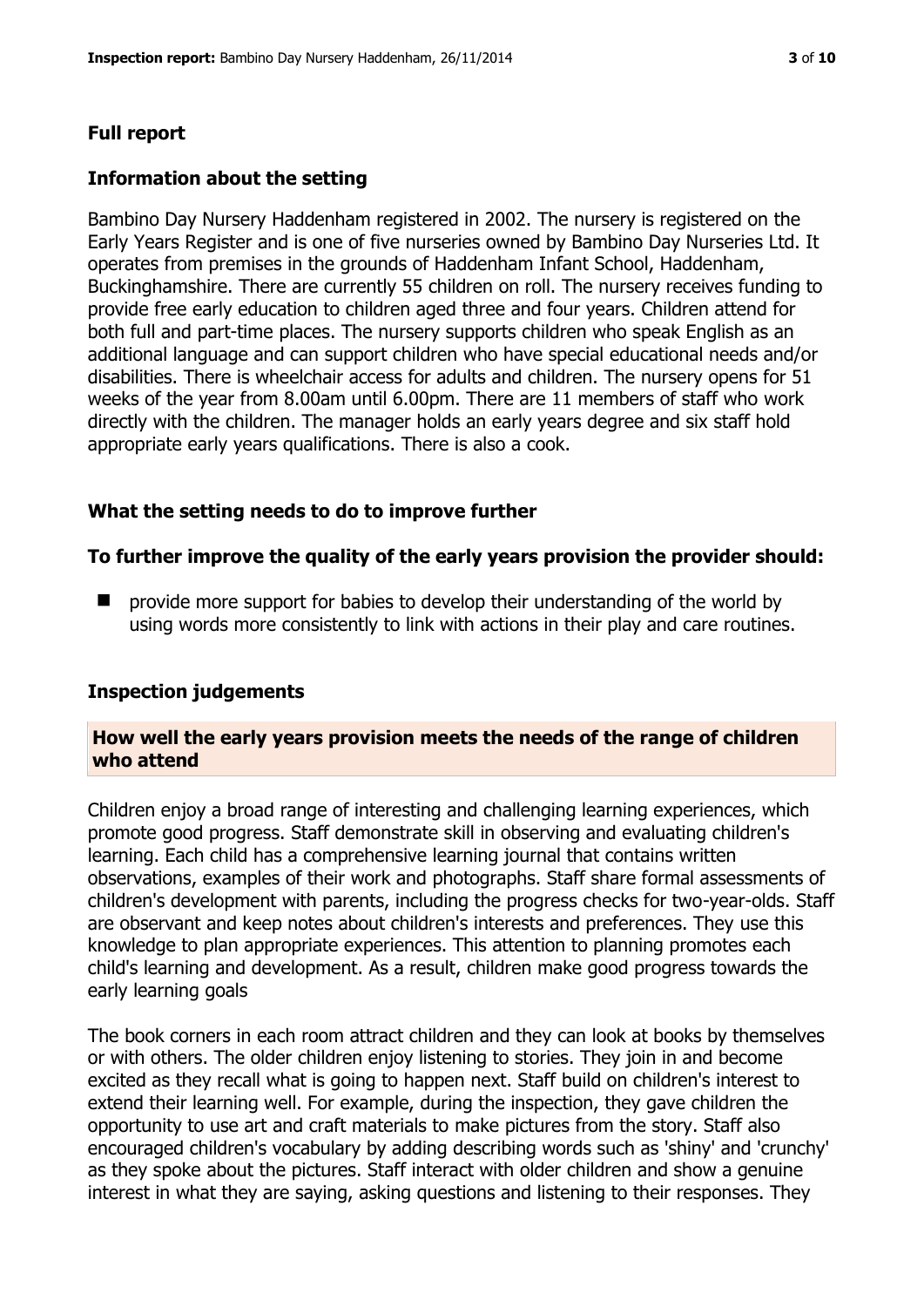## Full report

### Information about the setting

Bambino Day Nursery Haddenham registered in 2002. The nursery is registered on the Early Years Register and is one of five nurseries owned by Bambino Day Nurseries Ltd. It operates from premises in the grounds of Haddenham Infant School, Haddenham, Buckinghamshire. There are currently 55 children on roll. The nursery receives funding to provide free early education to children aged three and four years. Children attend for both full and part-time places. The nursery supports children who speak English as an additional language and can support children who have special educational needs and/or disabilities. There is wheelchair access for adults and children. The nursery opens for 51 weeks of the year from 8.00am until 6.00pm. There are 11 members of staff who work directly with the children. The manager holds an early years degree and six staff hold appropriate early years qualifications. There is also a cook.

### What the setting needs to do to improve further

**To further improve the quality of the early years provision the provider should:**

- provide more support for babies to develop their understanding of the world by using words more consistently to link with actions in their play and care routines.

### Inspection judgements

#### How well the early years provision meets the needs of the range of children who attend

Children enjoy a broad range of interesting and challenging learning experiences, which promote good progress. Staff demonstrate skill in observing and evaluating children's learning. Each child has a comprehensive learning journal that contains written observations, examples of their work and photographs. Staff share formal assessments of children's development with parents, including the progress checks for two-year-olds. Staff are observant and keep notes about children's interests and preferences. They use this knowledge to plan appropriate experiences. This attention to planning promotes each child's learning and development. As a result, children make good progress towards the early learning goals

The book corners in each room attract children and they can look at books by themselves or with others. The older children enjoy listening to stories. They join in and become excited as they recall what is going to happen next. Staff build on children's interest to extend their learning well. For example, during the inspection, they gave children the opportunity to use art and craft materials to make pictures from the story. Staff also encouraged children's vocabulary by adding describing words such as 'shiny' and 'crunchy' as they spoke about the pictures. Staff interact with older children and show a genuine interest in what they are saying, asking questions and listening to their responses. They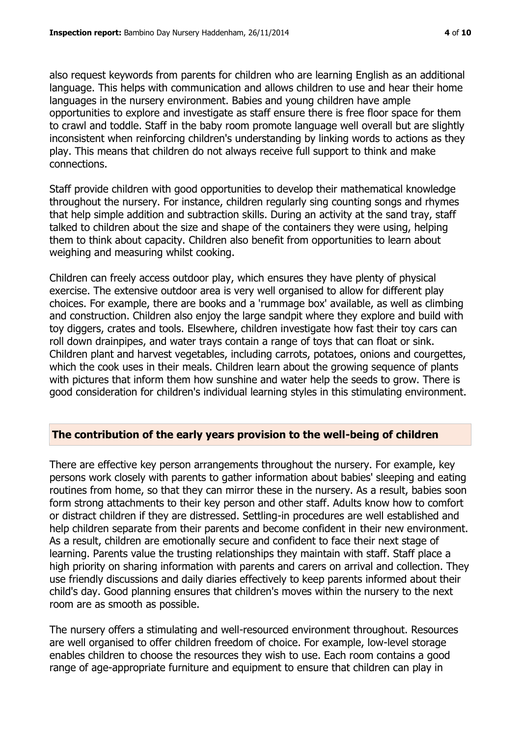also request keywords from parents for children who are learning English as an additional language. This helps with communication and allows children to use and hear their home languages in the nursery environment. Babies and young children have ample opportunities to explore and investigate as staff ensure there is free floor space for them to crawl and toddle. Staff in the baby room promote language well overall but are slightly inconsistent when reinforcing children's understanding by linking words to actions as they play. This means that children do not always receive full support to think and make connections.

Staff provide children with good opportunities to develop their mathematical knowledge throughout the nursery. For instance, children regularly sing counting songs and rhymes that help simple addition and subtraction skills. During an activity at the sand tray, staff talked to children about the size and shape of the containers they were using, helping them to think about capacity. Children also benefit from opportunities to learn about weighing and measuring whilst cooking.

Children can freely access outdoor play, which ensures they have plenty of physical exercise. The extensive outdoor area is very well organised to allow for different play choices. For example, there are books and a 'rummage box' available, as well as climbing and construction. Children also enjoy the large sandpit where they explore and build with toy diggers, crates and tools. Elsewhere, children investigate how fast their toy cars can roll down drainpipes, and water trays contain a range of toys that can float or sink. Children plant and harvest vegetables, including carrots, potatoes, onions and courgettes, which the cook uses in their meals. Children learn about the growing sequence of plants with pictures that inform them how sunshine and water help the seeds to grow. There is good consideration for children's individual learning styles in this stimulating environment.

## The contribution of the early years provision to the well-being of children

There are effective key person arrangements throughout the nursery. For example, key persons work closely with parents to gather information about babies' sleeping and eating routines from home, so that they can mirror these in the nursery. As a result, babies soon form strong attachments to their key person and other staff. Adults know how to comfort or distract children if they are distressed. Settling-in procedures are well established and help children separate from their parents and become confident in their new environment. As a result, children are emotionally secure and confident to face their next stage of learning. Parents value the trusting relationships they maintain with staff. Staff place a high priority on sharing information with parents and carers on arrival and collection. They use friendly discussions and daily diaries effectively to keep parents informed about their child's day. Good planning ensures that children's moves within the nursery to the next room are as smooth as possible.

The nursery offers a stimulating and well-resourced environment throughout. Resources are well organised to offer children freedom of choice. For example, low-level storage enables children to choose the resources they wish to use. Each room contains a good range of age-appropriate furniture and equipment to ensure that children can play in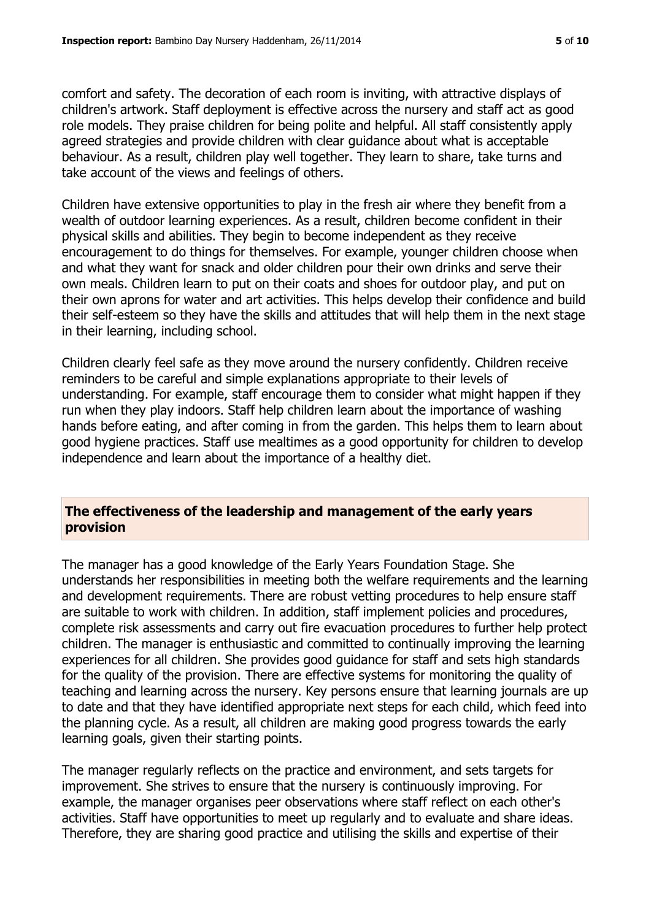comfort and safety. The decoration of each room is inviting, with attractive displays of children's artwork. Staff deployment is effective across the nursery and staff act as good role models. They praise children for being polite and helpful. All staff consistently apply agreed strategies and provide children with clear guidance about what is acceptable behaviour. As a result, children play well together. They learn to share, take turns and take account of the views and feelings of others.

Children have extensive opportunities to play in the fresh air where they benefit from a wealth of outdoor learning experiences. As a result, children become confident in their physical skills and abilities. They begin to become independent as they receive encouragement to do things for themselves. For example, younger children choose when and what they want for snack and older children pour their own drinks and serve their own meals. Children learn to put on their coats and shoes for outdoor play, and put on their own aprons for water and art activities. This helps develop their confidence and build their self-esteem so they have the skills and attitudes that will help them in the next stage in their learning, including school.

Children clearly feel safe as they move around the nursery confidently. Children receive reminders to be careful and simple explanations appropriate to their levels of understanding. For example, staff encourage them to consider what might happen if they run when they play indoors. Staff help children learn about the importance of washing hands before eating, and after coming in from the garden. This helps them to learn about good hygiene practices. Staff use mealtimes as a good opportunity for children to develop independence and learn about the importance of a healthy diet.

## The effectiveness of the leadership and management of the early years provision

The manager has a good knowledge of the Early Years Foundation Stage. She understands her responsibilities in meeting both the welfare requirements and the learning and development requirements. There are robust vetting procedures to help ensure staff are suitable to work with children. In addition, staff implement policies and procedures, complete risk assessments and carry out fire evacuation procedures to further help protect children. The manager is enthusiastic and committed to continually improving the learning experiences for all children. She provides good guidance for staff and sets high standards for the quality of the provision. There are effective systems for monitoring the quality of teaching and learning across the nursery. Key persons ensure that learning journals are up to date and that they have identified appropriate next steps for each child, which feed into the planning cycle. As a result, all children are making good progress towards the early learning goals, given their starting points.

The manager regularly reflects on the practice and environment, and sets targets for improvement. She strives to ensure that the nursery is continuously improving. For example, the manager organises peer observations where staff reflect on each other's activities. Staff have opportunities to meet up regularly and to evaluate and share ideas. Therefore, they are sharing good practice and utilising the skills and expertise of their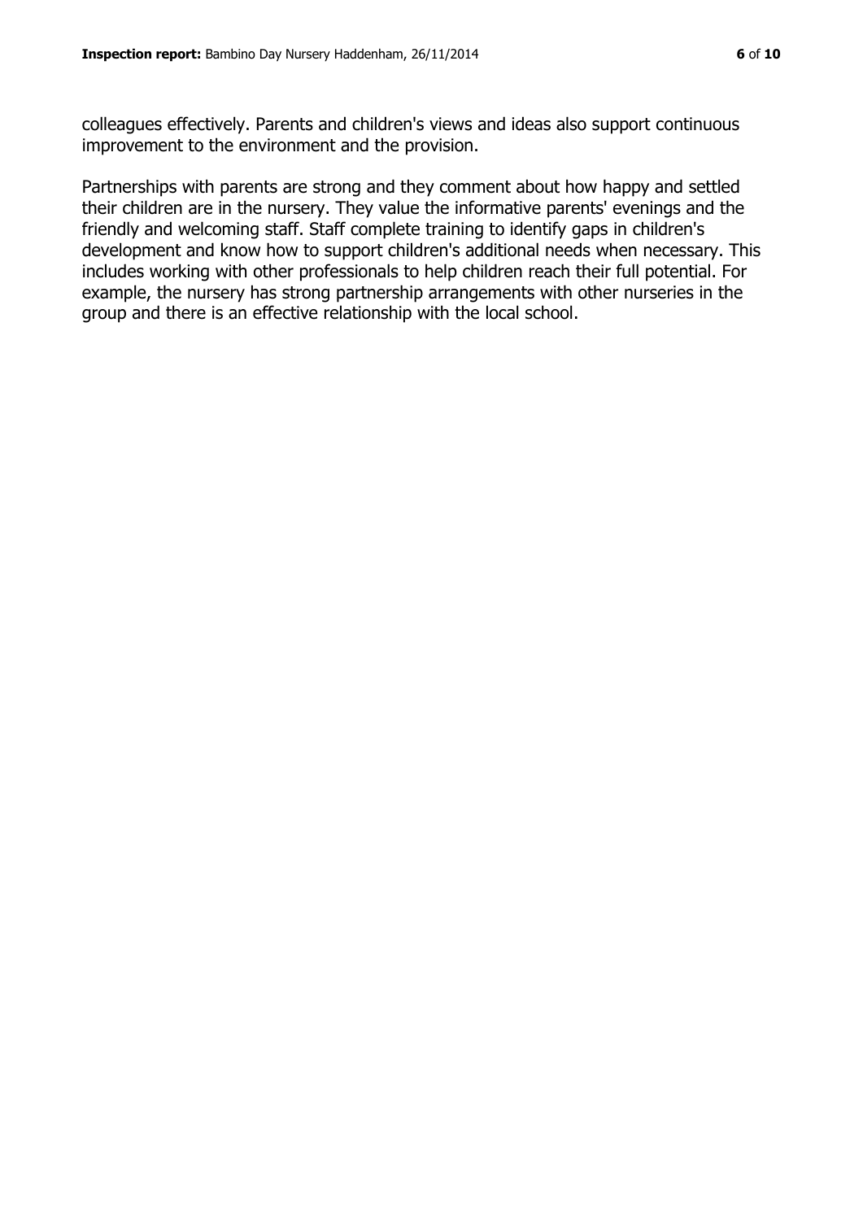colleagues effectively. Parents and children's views and ideas also support continuous improvement to the environment and the provision.

Partnerships with parents are strong and they comment about how happy and settled their children are in the nursery. They value the informative parents' evenings and the friendly and welcoming staff. Staff complete training to identify gaps in children's development and know how to support children's additional needs when necessary. This includes working with other professionals to help children reach their full potential. For example, the nursery has strong partnership arrangements with other nurseries in the group and there is an effective relationship with the local school.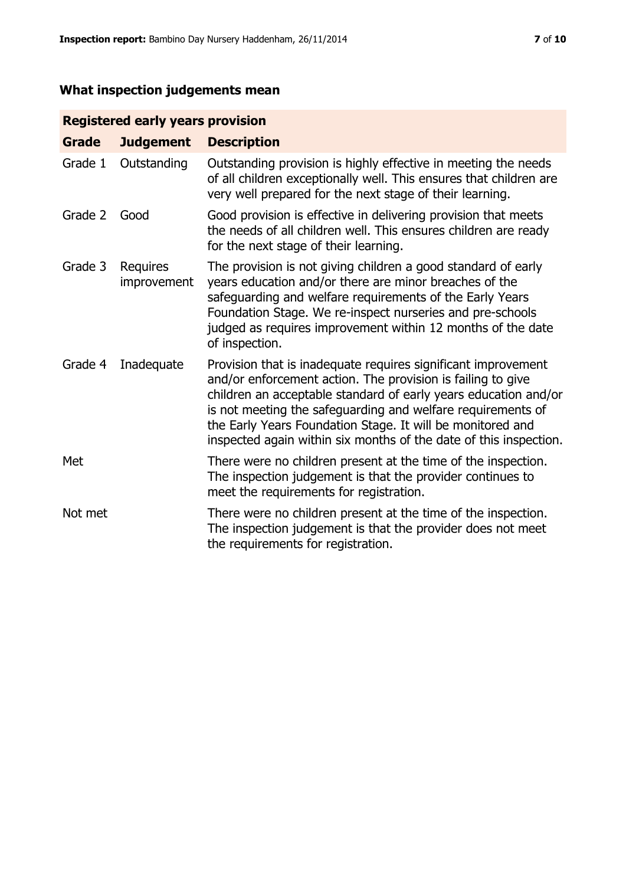## What inspection judgements mean

| Registered early years provision | | |
|---|---|---|
| **Grade** | **Judgement** | **Description** |
| Grade 1 | Outstanding | Outstanding provision is highly effective in meeting the needs of all children exceptionally well. This ensures that children are very well prepared for the next stage of their learning. |
| Grade 2 | Good | Good provision is effective in delivering provision that meets the needs of all children well. This ensures children are ready for the next stage of their learning. |
| Grade 3 | Requires improvement | The provision is not giving children a good standard of early years education and/or there are minor breaches of the safeguarding and welfare requirements of the Early Years Foundation Stage. We re-inspect nurseries and pre-schools judged as requires improvement within 12 months of the date of inspection. |
| Grade 4 | Inadequate | Provision that is inadequate requires significant improvement and/or enforcement action. The provision is failing to give children an acceptable standard of early years education and/or is not meeting the safeguarding and welfare requirements of the Early Years Foundation Stage. It will be monitored and inspected again within six months of the date of this inspection. |
| Met | | There were no children present at the time of the inspection. The inspection judgement is that the provider continues to meet the requirements for registration. |
| Not met | | There were no children present at the time of the inspection. The inspection judgement is that the provider does not meet the requirements for registration. |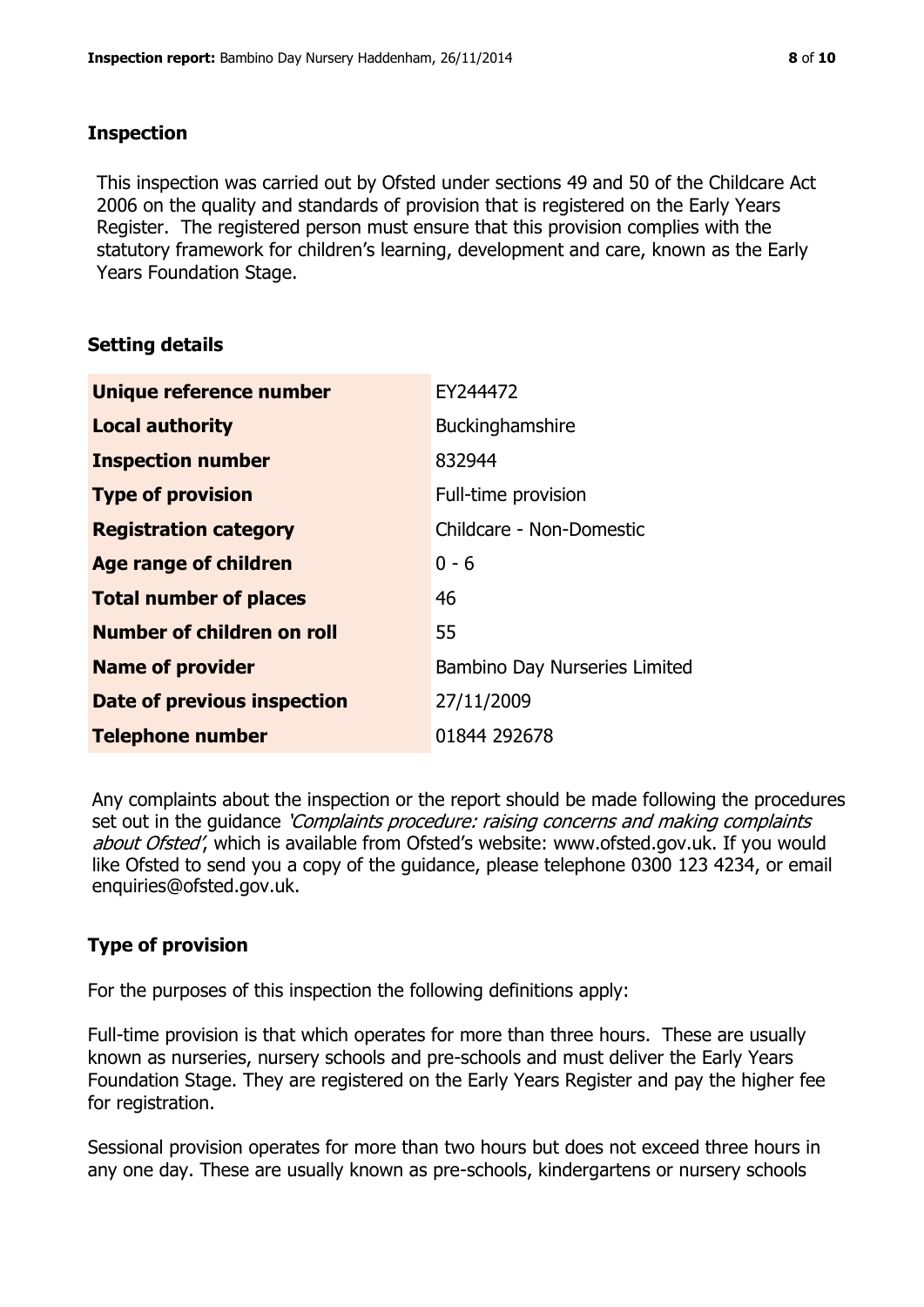## Inspection

This inspection was carried out by Ofsted under sections 49 and 50 of the Childcare Act 2006 on the quality and standards of provision that is registered on the Early Years Register. The registered person must ensure that this provision complies with the statutory framework for children's learning, development and care, known as the Early Years Foundation Stage.

## Setting details

| | |
|---|---|
| **Unique reference number** | EY244472 |
| **Local authority** | Buckinghamshire |
| **Inspection number** | 832944 |
| **Type of provision** | Full-time provision |
| **Registration category** | Childcare - Non-Domestic |
| **Age range of children** | 0 - 6 |
| **Total number of places** | 46 |
| **Number of children on roll** | 55 |
| **Name of provider** | Bambino Day Nurseries Limited |
| **Date of previous inspection** | 27/11/2009 |
| **Telephone number** | 01844 292678 |

Any complaints about the inspection or the report should be made following the procedures set out in the guidance *'Complaints procedure: raising concerns and making complaints about Ofsted'*, which is available from Ofsted's website: www.ofsted.gov.uk. If you would like Ofsted to send you a copy of the guidance, please telephone 0300 123 4234, or email enquiries@ofsted.gov.uk.

## Type of provision

For the purposes of this inspection the following definitions apply:

Full-time provision is that which operates for more than three hours. These are usually known as nurseries, nursery schools and pre-schools and must deliver the Early Years Foundation Stage. They are registered on the Early Years Register and pay the higher fee for registration.

Sessional provision operates for more than two hours but does not exceed three hours in any one day. These are usually known as pre-schools, kindergartens or nursery schools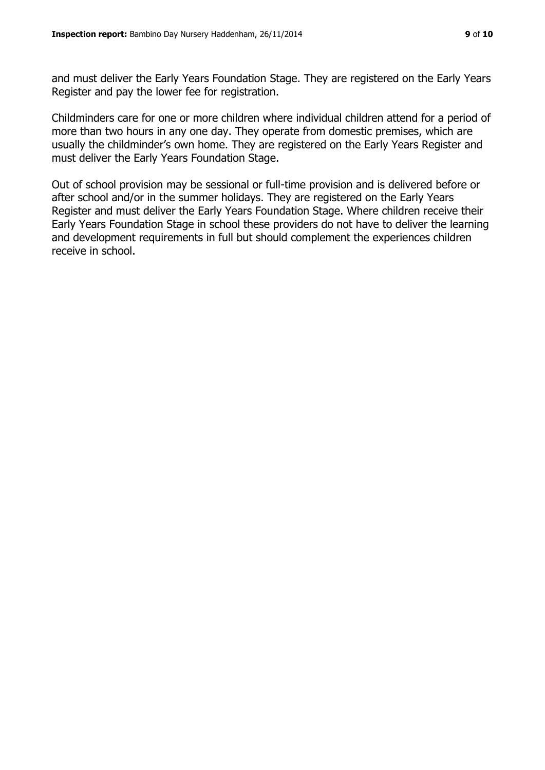and must deliver the Early Years Foundation Stage. They are registered on the Early Years Register and pay the lower fee for registration.

Childminders care for one or more children where individual children attend for a period of more than two hours in any one day. They operate from domestic premises, which are usually the childminder's own home. They are registered on the Early Years Register and must deliver the Early Years Foundation Stage.

Out of school provision may be sessional or full-time provision and is delivered before or after school and/or in the summer holidays. They are registered on the Early Years Register and must deliver the Early Years Foundation Stage. Where children receive their Early Years Foundation Stage in school these providers do not have to deliver the learning and development requirements in full but should complement the experiences children receive in school.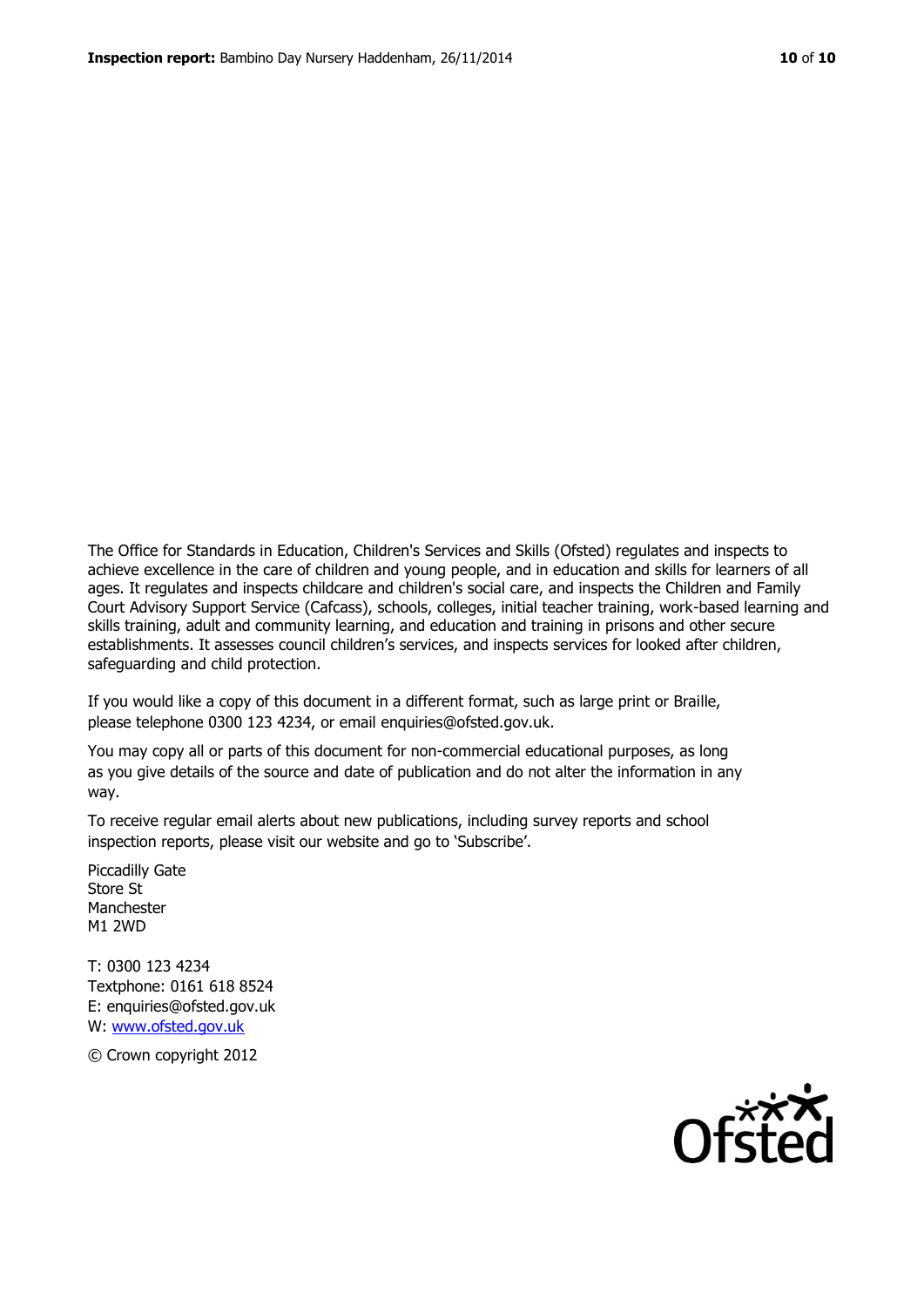The Office for Standards in Education, Children's Services and Skills (Ofsted) regulates and inspects to achieve excellence in the care of children and young people, and in education and skills for learners of all ages. It regulates and inspects childcare and children's social care, and inspects the Children and Family Court Advisory Support Service (Cafcass), schools, colleges, initial teacher training, work-based learning and skills training, adult and community learning, and education and training in prisons and other secure establishments. It assesses council children's services, and inspects services for looked after children, safeguarding and child protection.

If you would like a copy of this document in a different format, such as large print or Braille, please telephone 0300 123 4234, or email enquiries@ofsted.gov.uk.

You may copy all or parts of this document for non-commercial educational purposes, as long as you give details of the source and date of publication and do not alter the information in any way.

To receive regular email alerts about new publications, including survey reports and school inspection reports, please visit our website and go to 'Subscribe'.

Piccadilly Gate
Store St
Manchester
M1 2WD

T: 0300 123 4234
Textphone: 0161 618 8524
E: enquiries@ofsted.gov.uk
W: www.ofsted.gov.uk

© Crown copyright 2012

Ofsted